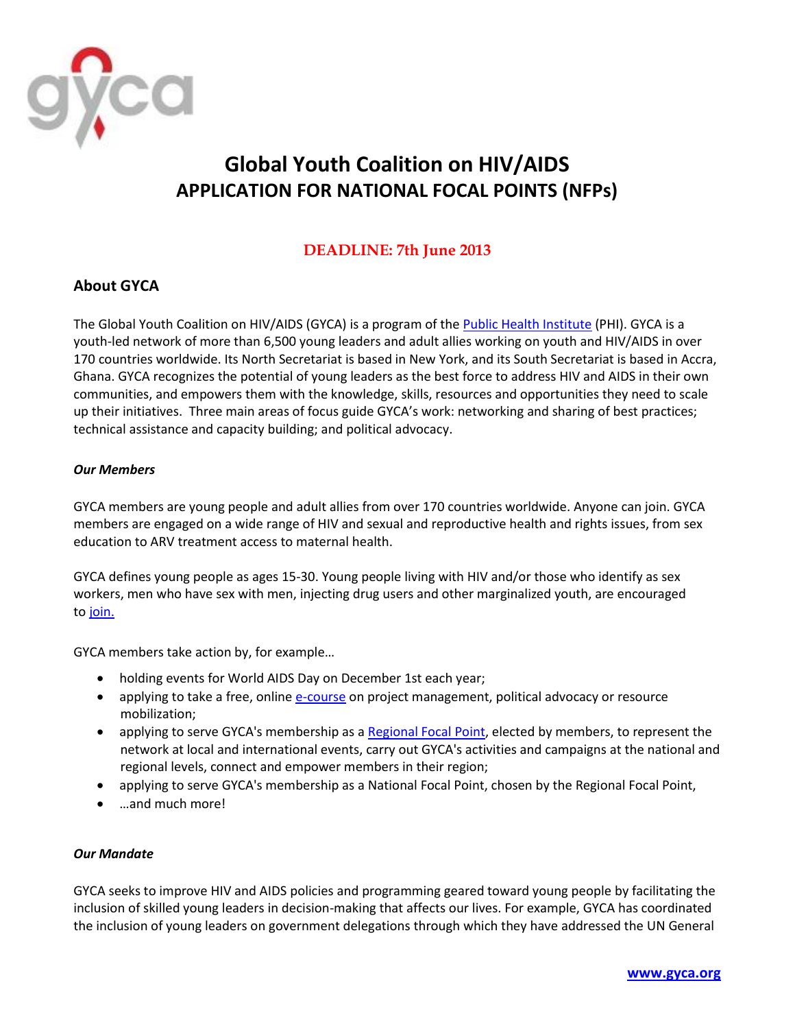# Global Youth Coalition on HIV/AIDS
# APPLICATION FOR NATIONAL FOCAL POINTS (NFPs)

**DEADLINE: 7th June 2013**

## About GYCA

The Global Youth Coalition on HIV/AIDS (GYCA) is a program of the Public Health Institute (PHI). GYCA is a youth-led network of more than 6,500 young leaders and adult allies working on youth and HIV/AIDS in over 170 countries worldwide. Its North Secretariat is based in New York, and its South Secretariat is based in Accra, Ghana. GYCA recognizes the potential of young leaders as the best force to address HIV and AIDS in their own communities, and empowers them with the knowledge, skills, resources and opportunities they need to scale up their initiatives. Three main areas of focus guide GYCA's work: networking and sharing of best practices; technical assistance and capacity building; and political advocacy.

### *Our Members*

GYCA members are young people and adult allies from over 170 countries worldwide. Anyone can join. GYCA members are engaged on a wide range of HIV and sexual and reproductive health and rights issues, from sex education to ARV treatment access to maternal health.

GYCA defines young people as ages 15-30. Young people living with HIV and/or those who identify as sex workers, men who have sex with men, injecting drug users and other marginalized youth, are encouraged to join.

GYCA members take action by, for example…

- holding events for World AIDS Day on December 1st each year;
- applying to take a free, online e-course on project management, political advocacy or resource mobilization;
- applying to serve GYCA's membership as a Regional Focal Point, elected by members, to represent the network at local and international events, carry out GYCA's activities and campaigns at the national and regional levels, connect and empower members in their region;
- applying to serve GYCA's membership as a National Focal Point, chosen by the Regional Focal Point,
- …and much more!

### *Our Mandate*

GYCA seeks to improve HIV and AIDS policies and programming geared toward young people by facilitating the inclusion of skilled young leaders in decision-making that affects our lives. For example, GYCA has coordinated the inclusion of young leaders on government delegations through which they have addressed the UN General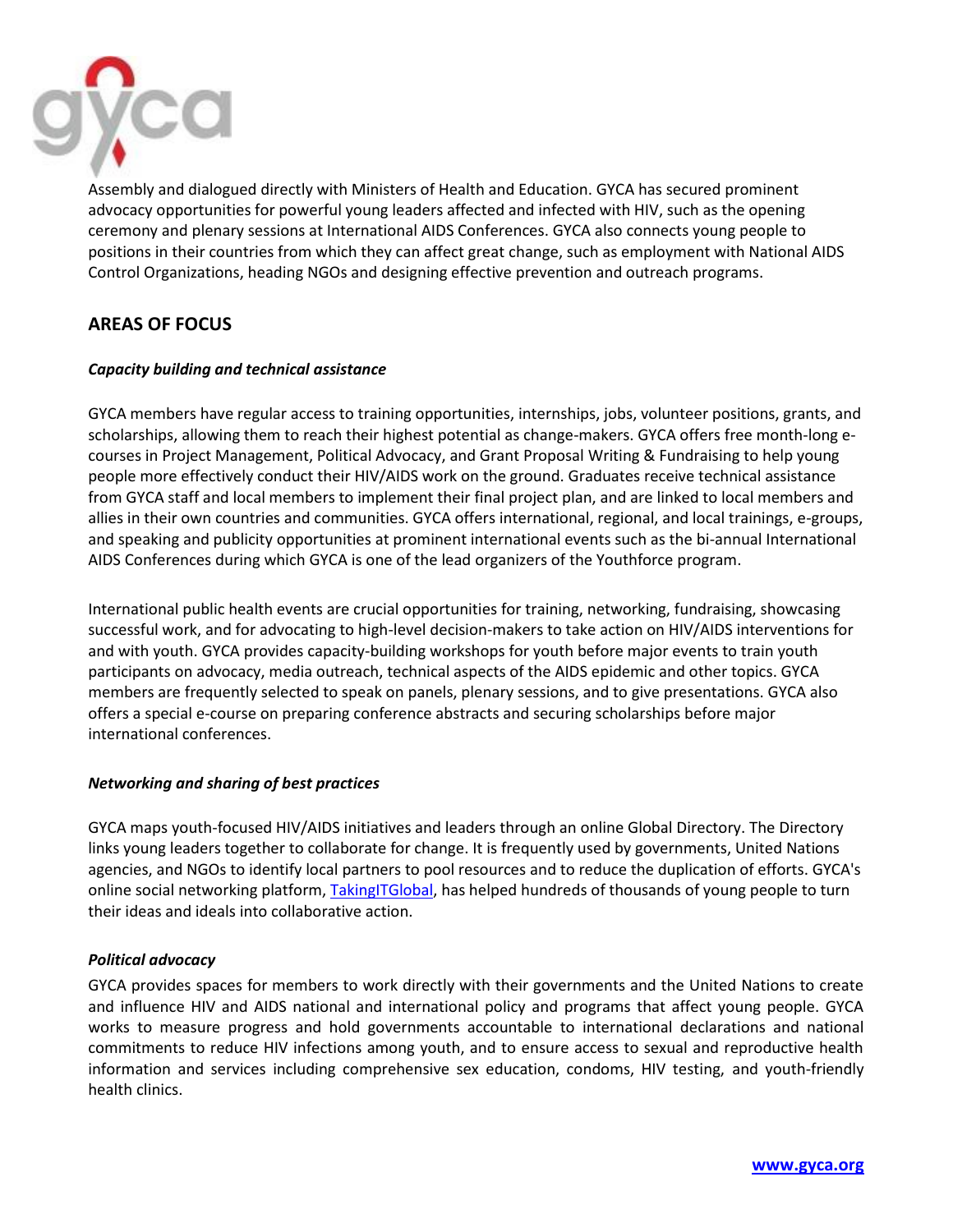Assembly and dialogued directly with Ministers of Health and Education. GYCA has secured prominent advocacy opportunities for powerful young leaders affected and infected with HIV, such as the opening ceremony and plenary sessions at International AIDS Conferences. GYCA also connects young people to positions in their countries from which they can affect great change, such as employment with National AIDS Control Organizations, heading NGOs and designing effective prevention and outreach programs.

## AREAS OF FOCUS

***Capacity building and technical assistance***

GYCA members have regular access to training opportunities, internships, jobs, volunteer positions, grants, and scholarships, allowing them to reach their highest potential as change-makers. GYCA offers free month-long e-courses in Project Management, Political Advocacy, and Grant Proposal Writing & Fundraising to help young people more effectively conduct their HIV/AIDS work on the ground. Graduates receive technical assistance from GYCA staff and local members to implement their final project plan, and are linked to local members and allies in their own countries and communities. GYCA offers international, regional, and local trainings, e-groups, and speaking and publicity opportunities at prominent international events such as the bi-annual International AIDS Conferences during which GYCA is one of the lead organizers of the Youthforce program.

International public health events are crucial opportunities for training, networking, fundraising, showcasing successful work, and for advocating to high-level decision-makers to take action on HIV/AIDS interventions for and with youth. GYCA provides capacity-building workshops for youth before major events to train youth participants on advocacy, media outreach, technical aspects of the AIDS epidemic and other topics. GYCA members are frequently selected to speak on panels, plenary sessions, and to give presentations. GYCA also offers a special e-course on preparing conference abstracts and securing scholarships before major international conferences.

***Networking and sharing of best practices***

GYCA maps youth-focused HIV/AIDS initiatives and leaders through an online Global Directory. The Directory links young leaders together to collaborate for change. It is frequently used by governments, United Nations agencies, and NGOs to identify local partners to pool resources and to reduce the duplication of efforts. GYCA's online social networking platform, TakingITGlobal, has helped hundreds of thousands of young people to turn their ideas and ideals into collaborative action.

***Political advocacy***

GYCA provides spaces for members to work directly with their governments and the United Nations to create and influence HIV and AIDS national and international policy and programs that affect young people. GYCA works to measure progress and hold governments accountable to international declarations and national commitments to reduce HIV infections among youth, and to ensure access to sexual and reproductive health information and services including comprehensive sex education, condoms, HIV testing, and youth-friendly health clinics.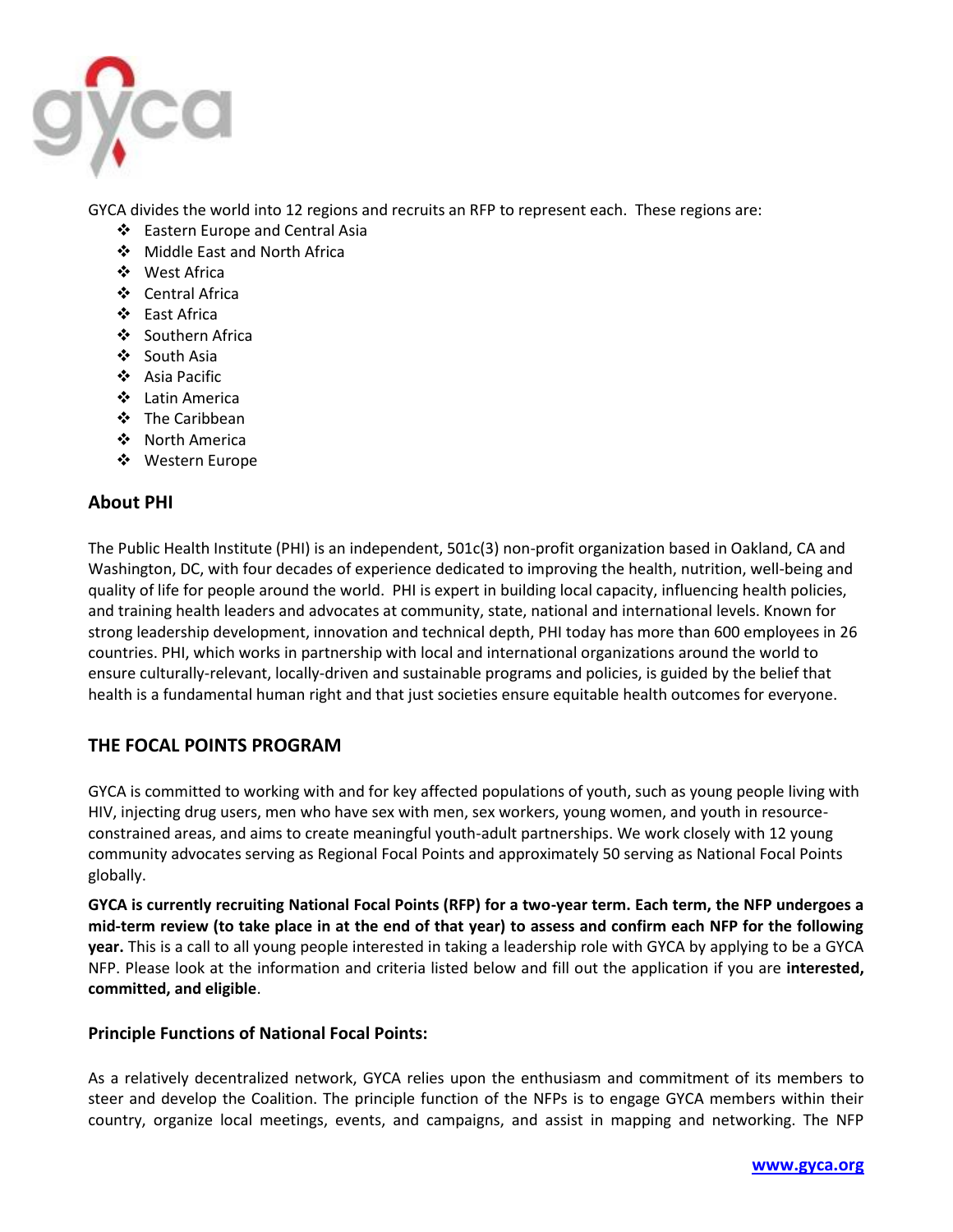GYCA divides the world into 12 regions and recruits an RFP to represent each. These regions are:

- Eastern Europe and Central Asia
- Middle East and North Africa
- West Africa
- Central Africa
- East Africa
- Southern Africa
- South Asia
- Asia Pacific
- Latin America
- The Caribbean
- North America
- Western Europe

## About PHI

The Public Health Institute (PHI) is an independent, 501c(3) non-profit organization based in Oakland, CA and Washington, DC, with four decades of experience dedicated to improving the health, nutrition, well-being and quality of life for people around the world. PHI is expert in building local capacity, influencing health policies, and training health leaders and advocates at community, state, national and international levels. Known for strong leadership development, innovation and technical depth, PHI today has more than 600 employees in 26 countries. PHI, which works in partnership with local and international organizations around the world to ensure culturally-relevant, locally-driven and sustainable programs and policies, is guided by the belief that health is a fundamental human right and that just societies ensure equitable health outcomes for everyone.

## THE FOCAL POINTS PROGRAM

GYCA is committed to working with and for key affected populations of youth, such as young people living with HIV, injecting drug users, men who have sex with men, sex workers, young women, and youth in resource-constrained areas, and aims to create meaningful youth-adult partnerships. We work closely with 12 young community advocates serving as Regional Focal Points and approximately 50 serving as National Focal Points globally.

**GYCA is currently recruiting National Focal Points (RFP) for a two-year term. Each term, the NFP undergoes a mid-term review (to take place in at the end of that year) to assess and confirm each NFP for the following year.** This is a call to all young people interested in taking a leadership role with GYCA by applying to be a GYCA NFP. Please look at the information and criteria listed below and fill out the application if you are **interested, committed, and eligible**.

### Principle Functions of National Focal Points:

As a relatively decentralized network, GYCA relies upon the enthusiasm and commitment of its members to steer and develop the Coalition. The principle function of the NFPs is to engage GYCA members within their country, organize local meetings, events, and campaigns, and assist in mapping and networking. The NFP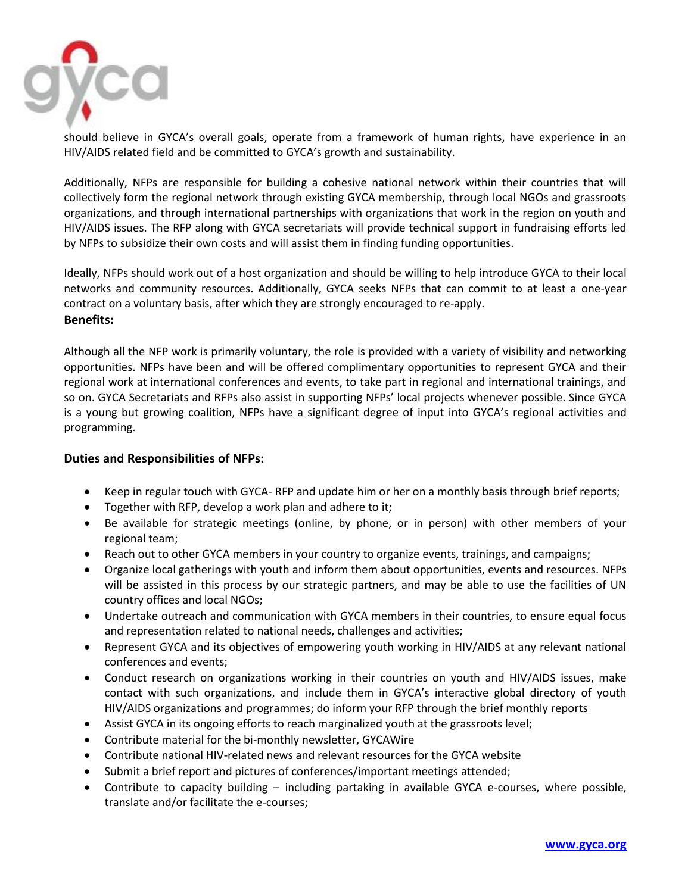should believe in GYCA's overall goals, operate from a framework of human rights, have experience in an HIV/AIDS related field and be committed to GYCA's growth and sustainability.

Additionally, NFPs are responsible for building a cohesive national network within their countries that will collectively form the regional network through existing GYCA membership, through local NGOs and grassroots organizations, and through international partnerships with organizations that work in the region on youth and HIV/AIDS issues. The RFP along with GYCA secretariats will provide technical support in fundraising efforts led by NFPs to subsidize their own costs and will assist them in finding funding opportunities.

Ideally, NFPs should work out of a host organization and should be willing to help introduce GYCA to their local networks and community resources. Additionally, GYCA seeks NFPs that can commit to at least a one-year contract on a voluntary basis, after which they are strongly encouraged to re-apply.

**Benefits:**

Although all the NFP work is primarily voluntary, the role is provided with a variety of visibility and networking opportunities. NFPs have been and will be offered complimentary opportunities to represent GYCA and their regional work at international conferences and events, to take part in regional and international trainings, and so on. GYCA Secretariats and RFPs also assist in supporting NFPs' local projects whenever possible. Since GYCA is a young but growing coalition, NFPs have a significant degree of input into GYCA's regional activities and programming.

### Duties and Responsibilities of NFPs:

- Keep in regular touch with GYCA- RFP and update him or her on a monthly basis through brief reports;
- Together with RFP, develop a work plan and adhere to it;
- Be available for strategic meetings (online, by phone, or in person) with other members of your regional team;
- Reach out to other GYCA members in your country to organize events, trainings, and campaigns;
- Organize local gatherings with youth and inform them about opportunities, events and resources. NFPs will be assisted in this process by our strategic partners, and may be able to use the facilities of UN country offices and local NGOs;
- Undertake outreach and communication with GYCA members in their countries, to ensure equal focus and representation related to national needs, challenges and activities;
- Represent GYCA and its objectives of empowering youth working in HIV/AIDS at any relevant national conferences and events;
- Conduct research on organizations working in their countries on youth and HIV/AIDS issues, make contact with such organizations, and include them in GYCA's interactive global directory of youth HIV/AIDS organizations and programmes; do inform your RFP through the brief monthly reports
- Assist GYCA in its ongoing efforts to reach marginalized youth at the grassroots level;
- Contribute material for the bi-monthly newsletter, GYCAWire
- Contribute national HIV-related news and relevant resources for the GYCA website
- Submit a brief report and pictures of conferences/important meetings attended;
- Contribute to capacity building – including partaking in available GYCA e-courses, where possible, translate and/or facilitate the e-courses;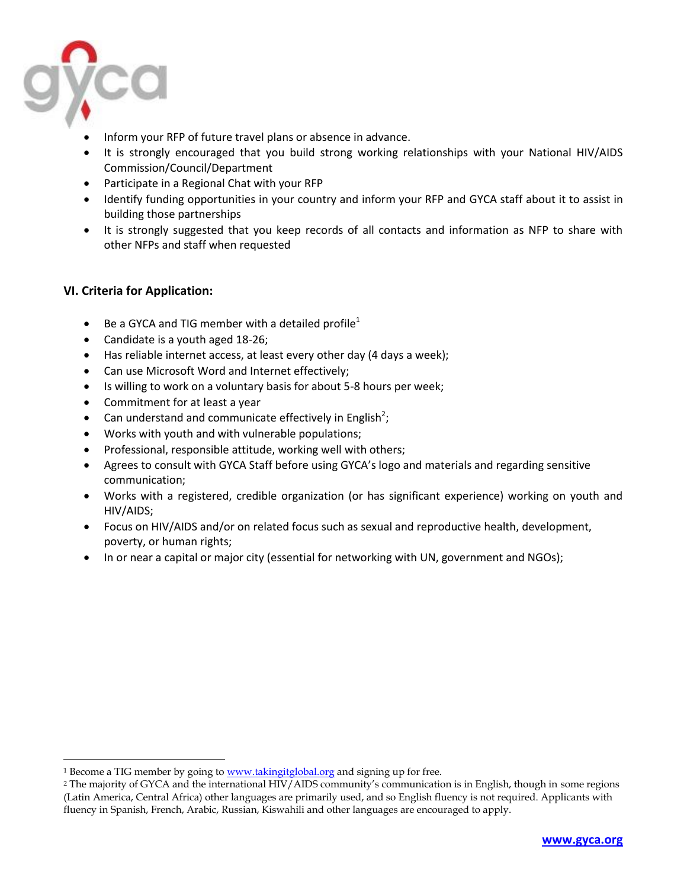- Inform your RFP of future travel plans or absence in advance.
- It is strongly encouraged that you build strong working relationships with your National HIV/AIDS Commission/Council/Department
- Participate in a Regional Chat with your RFP
- Identify funding opportunities in your country and inform your RFP and GYCA staff about it to assist in building those partnerships
- It is strongly suggested that you keep records of all contacts and information as NFP to share with other NFPs and staff when requested

## VI. Criteria for Application:

- Be a GYCA and TIG member with a detailed profile[1]
- Candidate is a youth aged 18-26;
- Has reliable internet access, at least every other day (4 days a week);
- Can use Microsoft Word and Internet effectively;
- Is willing to work on a voluntary basis for about 5-8 hours per week;
- Commitment for at least a year
- Can understand and communicate effectively in English[2];
- Works with youth and with vulnerable populations;
- Professional, responsible attitude, working well with others;
- Agrees to consult with GYCA Staff before using GYCA's logo and materials and regarding sensitive communication;
- Works with a registered, credible organization (or has significant experience) working on youth and HIV/AIDS;
- Focus on HIV/AIDS and/or on related focus such as sexual and reproductive health, development, poverty, or human rights;
- In or near a capital or major city (essential for networking with UN, government and NGOs);

---

[1] Become a TIG member by going to www.takingitglobal.org and signing up for free.

[2] The majority of GYCA and the international HIV/AIDS community's communication is in English, though in some regions (Latin America, Central Africa) other languages are primarily used, and so English fluency is not required. Applicants with fluency in Spanish, French, Arabic, Russian, Kiswahili and other languages are encouraged to apply.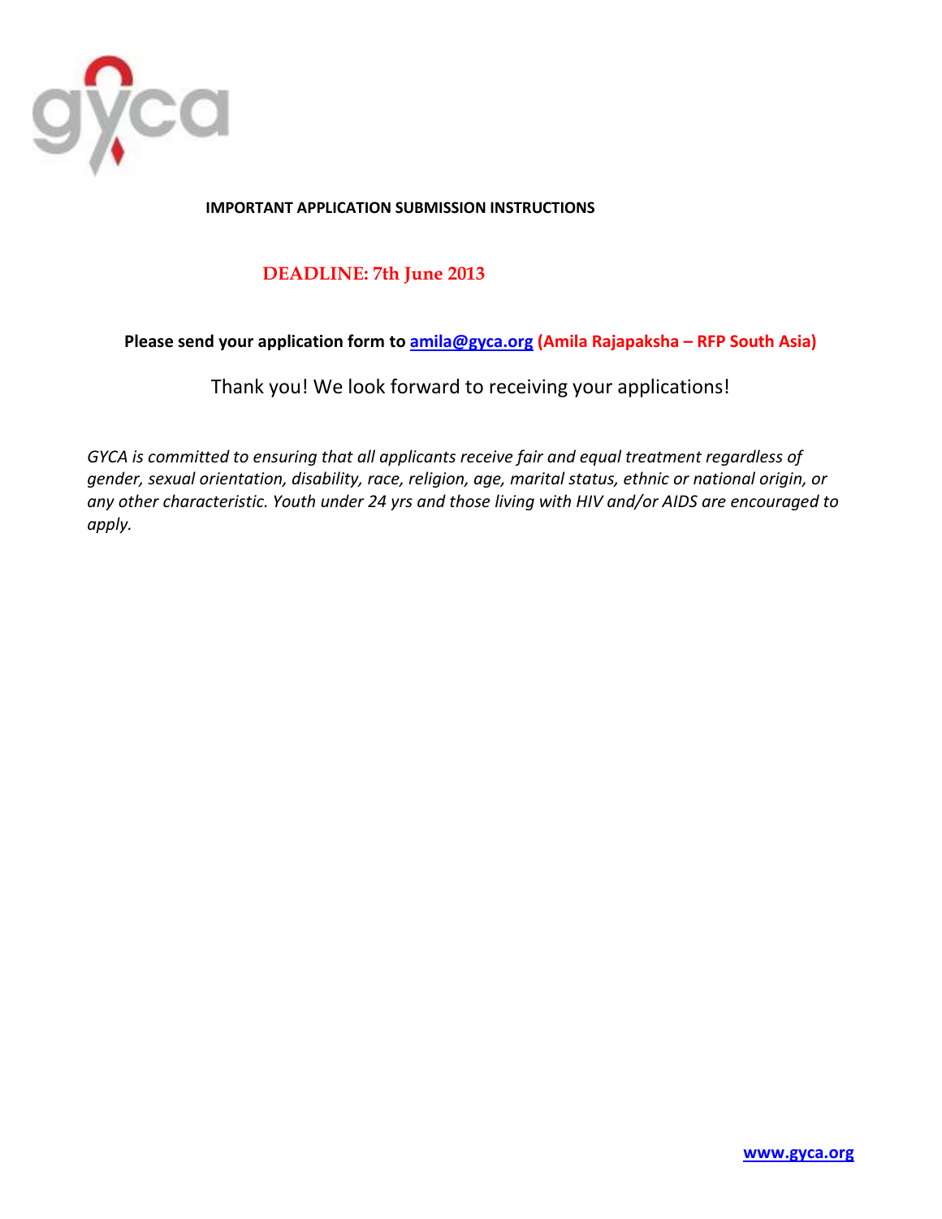**IMPORTANT APPLICATION SUBMISSION INSTRUCTIONS**

**DEADLINE: 7th June 2013**

**Please send your application form to [amila@gyca.org](mailto:amila@gyca.org) (Amila Rajapaksha – RFP South Asia)**

Thank you! We look forward to receiving your applications!

*GYCA is committed to ensuring that all applicants receive fair and equal treatment regardless of gender, sexual orientation, disability, race, religion, age, marital status, ethnic or national origin, or any other characteristic. Youth under 24 yrs and those living with HIV and/or AIDS are encouraged to apply.*

**[www.gyca.org](http://www.gyca.org)**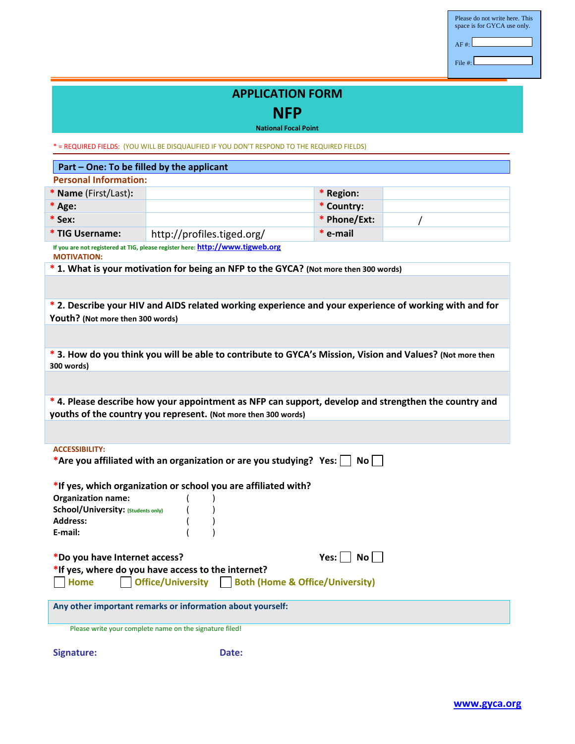Please do not write here. This space is for GYCA use only.

AF #:

File #:

# APPLICATION FORM

# NFP

**National Focal Point**

* = REQUIRED FIELDS: (YOU WILL BE DISQUALIFIED IF YOU DON'T RESPOND TO THE REQUIRED FIELDS)

## Part – One: To be filled by the applicant

**Personal Information:**

| | | | |
|---|---|---|---|
| * **Name** (First/Last): | | * **Region:** | |
| * **Age:** | | * **Country:** | |
| * **Sex:** | | * **Phone/Ext:** | / |
| * **TIG Username:** | http://profiles.tiged.org/ | * **e-mail** | |

If you are not registered at TIG, please register here: **http://www.tigweb.org**

**MOTIVATION:**

* **1. What is your motivation for being an NFP to the GYCA?** (Not more then 300 words)

* **2. Describe your HIV and AIDS related working experience and your experience of working with and for Youth?** (Not more then 300 words)

* **3. How do you think you will be able to contribute to GYCA's Mission, Vision and Values?** (Not more then 300 words)

* **4. Please describe how your appointment as NFP can support, develop and strengthen the country and youths of the country you represent.** (Not more then 300 words)

**ACCESSIBILITY:**

***Are you affiliated with an organization or are you studying?** Yes: ☐ No ☐

***If yes, which organization or school you are affiliated with?**

**Organization name:** ( )
**School/University:** (Students only) ( )
**Address:** ( )
**E-mail:** ( )

***Do you have Internet access?** Yes: ☐ No ☐
***If yes, where do you have access to the internet?**
☐ Home ☐ Office/University ☐ Both (Home & Office/University)

**Any other important remarks or information about yourself:**

Please write your complete name on the signature filed!

**Signature:** **Date:**

www.gyca.org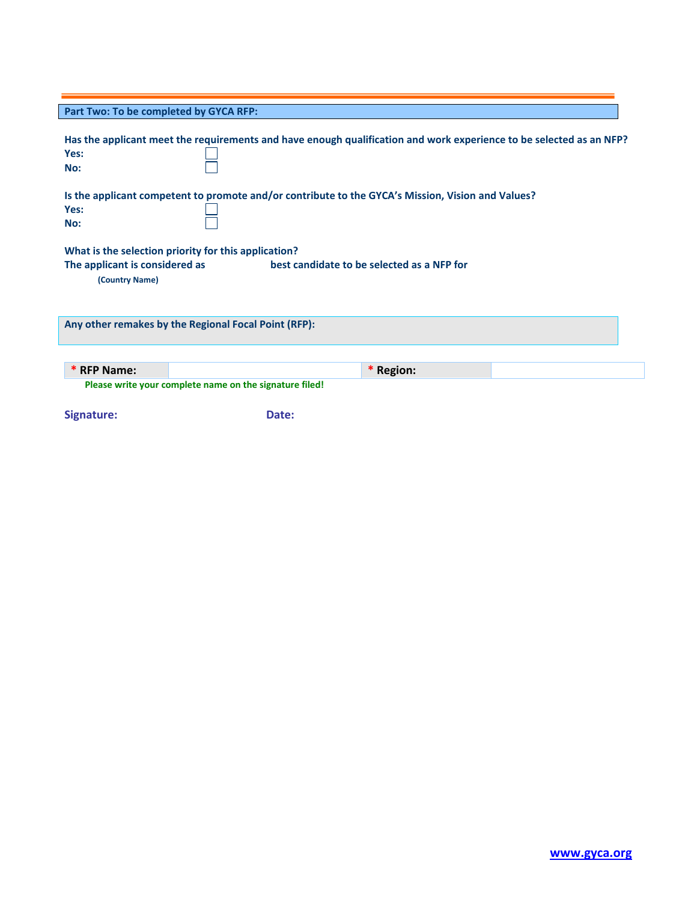**Part Two: To be completed by GYCA RFP:**

**Has the applicant meet the requirements and have enough qualification and work experience to be selected as an NFP?**

**Yes:** ☐

**No:** ☐

**Is the applicant competent to promote and/or contribute to the GYCA's Mission, Vision and Values?**

**Yes:** ☐

**No:** ☐

**What is the selection priority for this application?**

**The applicant is considered as best candidate to be selected as a NFP for**

**(Country Name)**

**Any other remakes by the Regional Focal Point (RFP):**

| * RFP Name: | | * Region: | |
|---|---|---|---|

**Please write your complete name on the signature filed!**

**Signature:** **Date:**

www.gyca.org